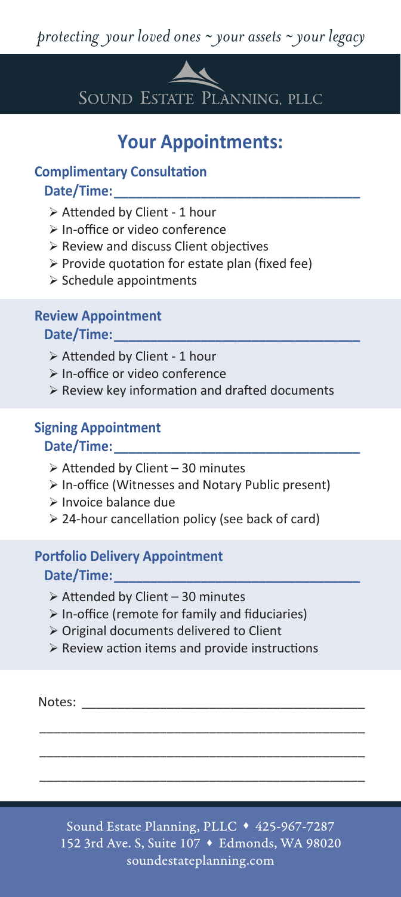*protecting your loved ones ~ your assets ~ your legacy*

SOUND ESTATE PLANNING, PLLC

## Your Appointments:

### Complimentary Consultation

**Date/Time:**\_\_\_\_\_\_\_\_\_\_\_\_\_\_\_\_\_\_\_\_\_\_\_\_\_\_\_\_\_\_\_\_

- Attended by Client - 1 hour
- In-office or video conference
- Review and discuss Client objectives
- Provide quotation for estate plan (fixed fee)
- Schedule appointments

### Review Appointment

**Date/Time:**\_\_\_\_\_\_\_\_\_\_\_\_\_\_\_\_\_\_\_\_\_\_\_\_\_\_\_\_\_\_\_\_

- Attended by Client - 1 hour
- In-office or video conference
- Review key information and drafted documents

### Signing Appointment

**Date/Time:**\_\_\_\_\_\_\_\_\_\_\_\_\_\_\_\_\_\_\_\_\_\_\_\_\_\_\_\_\_\_\_\_

- Attended by Client – 30 minutes
- In-office (Witnesses and Notary Public present)
- Invoice balance due
- 24-hour cancellation policy (see back of card)

### Portfolio Delivery Appointment

**Date/Time:**\_\_\_\_\_\_\_\_\_\_\_\_\_\_\_\_\_\_\_\_\_\_\_\_\_\_\_\_\_\_\_\_

- Attended by Client – 30 minutes
- In-office (remote for family and fiduciaries)
- Original documents delivered to Client
- Review action items and provide instructions

Notes: \_\_\_\_\_\_\_\_\_\_\_\_\_\_\_\_\_\_\_\_\_\_\_\_\_\_\_\_\_\_\_\_\_\_\_\_\_\_\_\_

\_\_\_\_\_\_\_\_\_\_\_\_\_\_\_\_\_\_\_\_\_\_\_\_\_\_\_\_\_\_\_\_\_\_\_\_\_\_\_\_\_\_\_\_\_\_

\_\_\_\_\_\_\_\_\_\_\_\_\_\_\_\_\_\_\_\_\_\_\_\_\_\_\_\_\_\_\_\_\_\_\_\_\_\_\_\_\_\_\_\_\_\_

\_\_\_\_\_\_\_\_\_\_\_\_\_\_\_\_\_\_\_\_\_\_\_\_\_\_\_\_\_\_\_\_\_\_\_\_\_\_\_\_\_\_\_\_\_\_

Sound Estate Planning, PLLC ♦ 425-967-7287
152 3rd Ave. S, Suite 107 ♦ Edmonds, WA 98020
soundestateplanning.com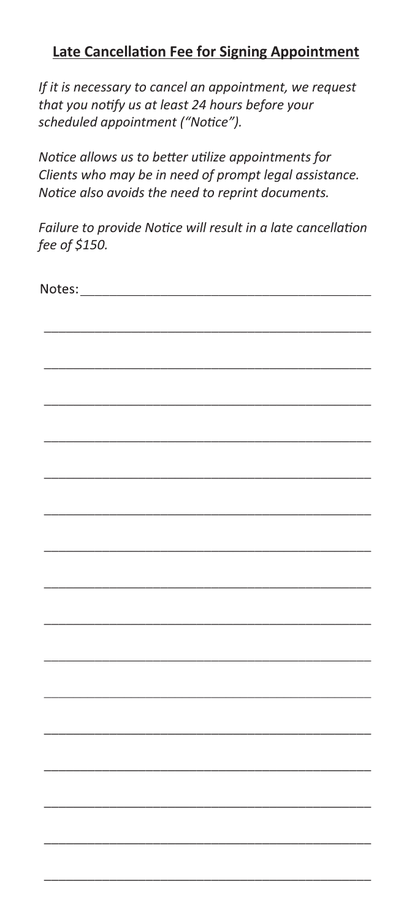## **Late Cancellation Fee for Signing Appointment**

*If it is necessary to cancel an appointment, we request that you notify us at least 24 hours before your scheduled appointment ("Notice").*

*Notice allows us to better utilize appointments for Clients who may be in need of prompt legal assistance. Notice also avoids the need to reprint documents.*

*Failure to provide Notice will result in a late cancellation fee of $150.*

Notes: ________________________________________

________________________________________

________________________________________

________________________________________

________________________________________

________________________________________

________________________________________

________________________________________

________________________________________

________________________________________

________________________________________

________________________________________

________________________________________

________________________________________

________________________________________

________________________________________

________________________________________